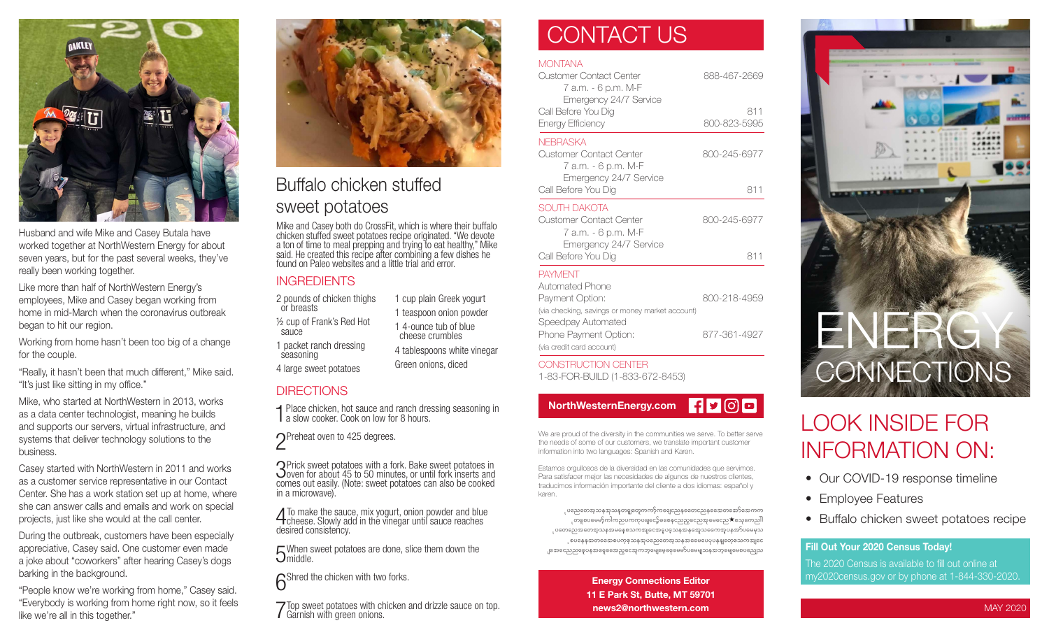Husband and wife Mike and Casey Butala have worked together at NorthWestern Energy for about seven years, but for the past several weeks, they've really been working together.

Like more than half of NorthWestern Energy's employees, Mike and Casey began working from home in mid-March when the coronavirus outbreak began to hit our region.

Working from home hasn't been too big of a change for the couple.

"Really, it hasn't been that much different," Mike said. "It's just like sitting in my office."

Mike, who started at NorthWestern in 2013, works as a data center technologist, meaning he builds and supports our servers, virtual infrastructure, and systems that deliver technology solutions to the business.

Casey started with NorthWestern in 2011 and works as a customer service representative in our Contact Center. She has a work station set up at home, where she can answer calls and emails and work on special projects, just like she would at the call center.

During the outbreak, customers have been especially appreciative, Casey said. One customer even made a joke about "coworkers" after hearing Casey's dogs barking in the background.

"People know we're working from home," Casey said. "Everybody is working from home right now, so it feels like we're all in this together."

# Buffalo chicken stuffed sweet potatoes

Mike and Casey both do CrossFit, which is where their buffalo chicken stuffed sweet potatoes recipe originated. "We devote a ton of time to meal prepping and trying to eat healthy," Mike said. He created this recipe after combining a few dishes he found on Paleo websites and a little trial and error.

## INGREDIENTS

- 2 pounds of chicken thighs or breasts
- ½ cup of Frank's Red Hot sauce
- 1 packet ranch dressing seasoning
- 4 large sweet potatoes
- 1 cup plain Greek yogurt
- 1 teaspoon onion powder
- 1 4-ounce tub of blue cheese crumbles
- 4 tablespoons white vinegar
- Green onions, diced

## DIRECTIONS

1. Place chicken, hot sauce and ranch dressing seasoning in a slow cooker. Cook on low for 8 hours.
2. Preheat oven to 425 degrees.
3. Prick sweet potatoes with a fork. Bake sweet potatoes in oven for about 45 to 50 minutes, or until fork inserts and comes out easily. (Note: sweet potatoes can also be cooked in a microwave).
4. To make the sauce, mix yogurt, onion powder and blue cheese. Slowly add in the vinegar until sauce reaches desired consistency.
5. When sweet potatoes are done, slice them down the middle.
6. Shred the chicken with two forks.
7. Top sweet potatoes with chicken and drizzle sauce on top. Garnish with green onions.

# CONTACT US

**MONTANA**

| | |
|---|---|
| Customer Contact Center<br>7 a.m. - 6 p.m. M-F<br>Emergency 24/7 Service | 888-467-2669 |
| Call Before You Dig | 811 |
| Energy Efficiency | 800-823-5995 |

**NEBRASKA**

| | |
|---|---|
| Customer Contact Center<br>7 a.m. - 6 p.m. M-F<br>Emergency 24/7 Service | 800-245-6977 |
| Call Before You Dig | 811 |

**SOUTH DAKOTA**

| | |
|---|---|
| Customer Contact Center<br>7 a.m. - 6 p.m. M-F<br>Emergency 24/7 Service | 800-245-6977 |
| Call Before You Dig | 811 |

**PAYMENT**

| | |
|---|---|
| Automated Phone Payment Option:<br>(via checking, savings or money market account) | 800-218-4959 |
| Speedpay Automated Phone Payment Option:<br>(via credit card account) | 877-361-4927 |

**CONSTRUCTION CENTER**

1-83-FOR-BUILD (1-833-672-8453)

**NorthWesternEnergy.com**

We are proud of the diversity in the communities we serve. To better serve the needs of some of our customers, we translate important customer information into two languages: Spanish and Karen.

Estamos orgullosos de la diversidad en las comunidades que servimos. Para satisfacer mejor las necesidades de algunos de nuestros clientes, traducimos información importante del cliente a dos idiomas: español y karen.

[Karen-language text]

**Energy Connections Editor**
**11 E Park St, Butte, MT 59701**
**news2@northwestern.com**

# ENERGY CONNECTIONS

## LOOK INSIDE FOR INFORMATION ON:

- Our COVID-19 response timeline
- Employee Features
- Buffalo chicken sweet potatoes recipe

**Fill Out Your 2020 Census Today!**

The 2020 Census is available to fill out online at my2020census.gov or by phone at 1-844-330-2020.

MAY 2020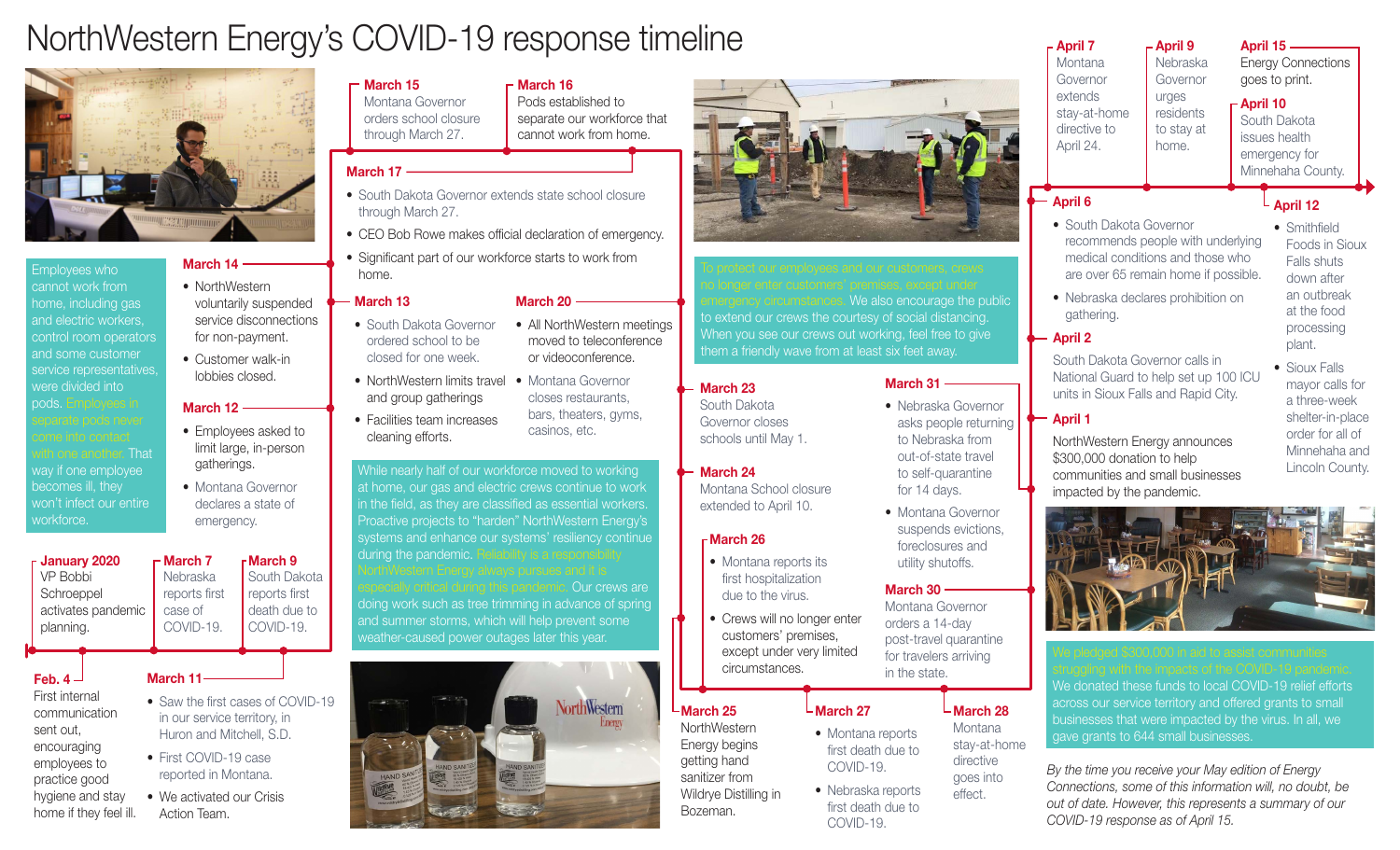# NorthWestern Energy's COVID-19 response timeline

Employees who cannot work from home, including gas and electric workers, control room operators and some customer service representatives, were divided into pods. Employees in separate pods never come into contact with one another. That way if one employee becomes ill, they won't infect our entire workforce.

**January 2020**
VP Bobbi Schroeppel activates pandemic planning.

**Feb. 4**
First internal communication sent out, encouraging employees to practice good hygiene and stay home if they feel ill.

**March 7**
Nebraska reports first case of COVID-19.

**March 9**
South Dakota reports first death due to COVID-19.

**March 11**
- Saw the first cases of COVID-19 in our service territory, in Huron and Mitchell, S.D.
- First COVID-19 case reported in Montana.
- We activated our Crisis Action Team.

**March 12**
- Employees asked to limit large, in-person gatherings.
- Montana Governor declares a state of emergency.

**March 13**
- South Dakota Governor ordered school to be closed for one week.
- NorthWestern limits travel and group gatherings
- Facilities team increases cleaning efforts.

**March 14**
- NorthWestern voluntarily suspended service disconnections for non-payment.
- Customer walk-in lobbies closed.

**March 15**
Montana Governor orders school closure through March 27.

**March 16**
Pods established to separate our workforce that cannot work from home.

**March 17**
- South Dakota Governor extends state school closure through March 27.
- CEO Bob Rowe makes official declaration of emergency.
- Significant part of our workforce starts to work from home.

**March 20**
- All NorthWestern meetings moved to teleconference or videoconference.
- Montana Governor closes restaurants, bars, theaters, gyms, casinos, etc.

While nearly half of our workforce moved to working at home, our gas and electric crews continue to work in the field, as they are classified as essential workers. Proactive projects to "harden" NorthWestern Energy's systems and enhance our systems' resiliency continue during the pandemic. Reliability is a responsibility NorthWestern Energy always pursues and it is especially critical during this pandemic. Our crews are doing work such as tree trimming in advance of spring and summer storms, which will help prevent some weather-caused power outages later this year.

To protect our employees and our customers, crews no longer enter customers' premises, except under emergency circumstances. We also encourage the public to extend our crews the courtesy of social distancing. When you see our crews out working, feel free to give them a friendly wave from at least six feet away.

**March 23**
South Dakota Governor closes schools until May 1.

**March 24**
Montana School closure extended to April 10.

**March 25**
NorthWestern Energy begins getting hand sanitizer from Wildrye Distilling in Bozeman.

**March 26**
- Montana reports its first hospitalization due to the virus.
- Crews will no longer enter customers' premises, except under very limited circumstances.

**March 27**
- Montana reports first death due to COVID-19.
- Nebraska reports first death due to COVID-19.

**March 28**
Montana stay-at-home directive goes into effect.

**March 30**
Montana Governor orders a 14-day post-travel quarantine for travelers arriving in the state.

**March 31**
- Nebraska Governor asks people returning to Nebraska from out-of-state travel to self-quarantine for 14 days.
- Montana Governor suspends evictions, foreclosures and utility shutoffs.

**April 1**
NorthWestern Energy announces $300,000 donation to help communities and small businesses impacted by the pandemic.

**April 2**
South Dakota Governor calls in National Guard to help set up 100 ICU units in Sioux Falls and Rapid City.

**April 6**
- South Dakota Governor recommends people with underlying medical conditions and those who are over 65 remain home if possible.
- Nebraska declares prohibition on gathering.

**April 7**
Montana Governor extends stay-at-home directive to April 24.

**April 9**
Nebraska Governor urges residents to stay at home.

**April 10**
South Dakota issues health emergency for Minnehaha County.

**April 12**
- Smithfield Foods in Sioux Falls shuts down after an outbreak at the food processing plant.
- Sioux Falls mayor calls for a three-week shelter-in-place order for all of Minnehaha and Lincoln County.

**April 15**
Energy Connections goes to print.

We pledged $300,000 in aid to assist communities struggling with the impacts of the COVID-19 pandemic. We donated these funds to local COVID-19 relief efforts across our service territory and offered grants to small businesses that were impacted by the virus. In all, we gave grants to 644 small businesses.

*By the time you receive your May edition of Energy Connections, some of this information will, no doubt, be out of date. However, this represents a summary of our COVID-19 response as of April 15.*